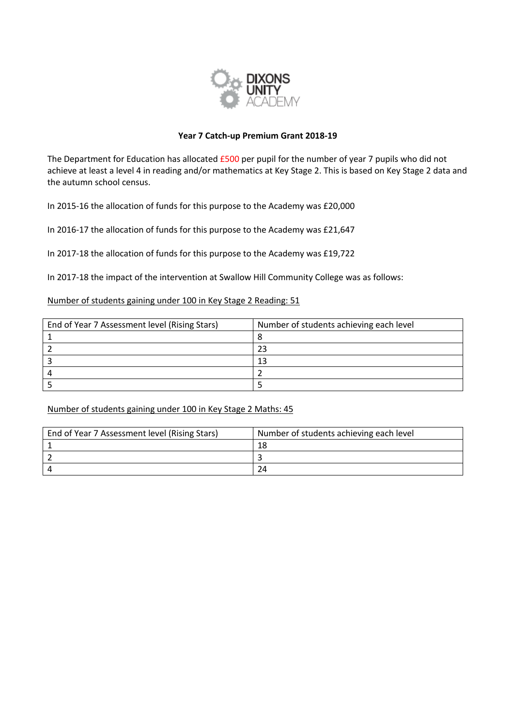DIXONS UNITY ACADEMY

**Year 7 Catch-up Premium Grant 2018-19**

The Department for Education has allocated £500 per pupil for the number of year 7 pupils who did not achieve at least a level 4 in reading and/or mathematics at Key Stage 2. This is based on Key Stage 2 data and the autumn school census.

In 2015-16 the allocation of funds for this purpose to the Academy was £20,000

In 2016-17 the allocation of funds for this purpose to the Academy was £21,647

In 2017-18 the allocation of funds for this purpose to the Academy was £19,722

In 2017-18 the impact of the intervention at Swallow Hill Community College was as follows:

<u>Number of students gaining under 100 in Key Stage 2 Reading: 51</u>

| End of Year 7 Assessment level (Rising Stars) | Number of students achieving each level |
|---|---|
| 1 | 8 |
| 2 | 23 |
| 3 | 13 |
| 4 | 2 |
| 5 | 5 |

<u>Number of students gaining under 100 in Key Stage 2 Maths: 45</u>

| End of Year 7 Assessment level (Rising Stars) | Number of students achieving each level |
|---|---|
| 1 | 18 |
| 2 | 3 |
| 4 | 24 |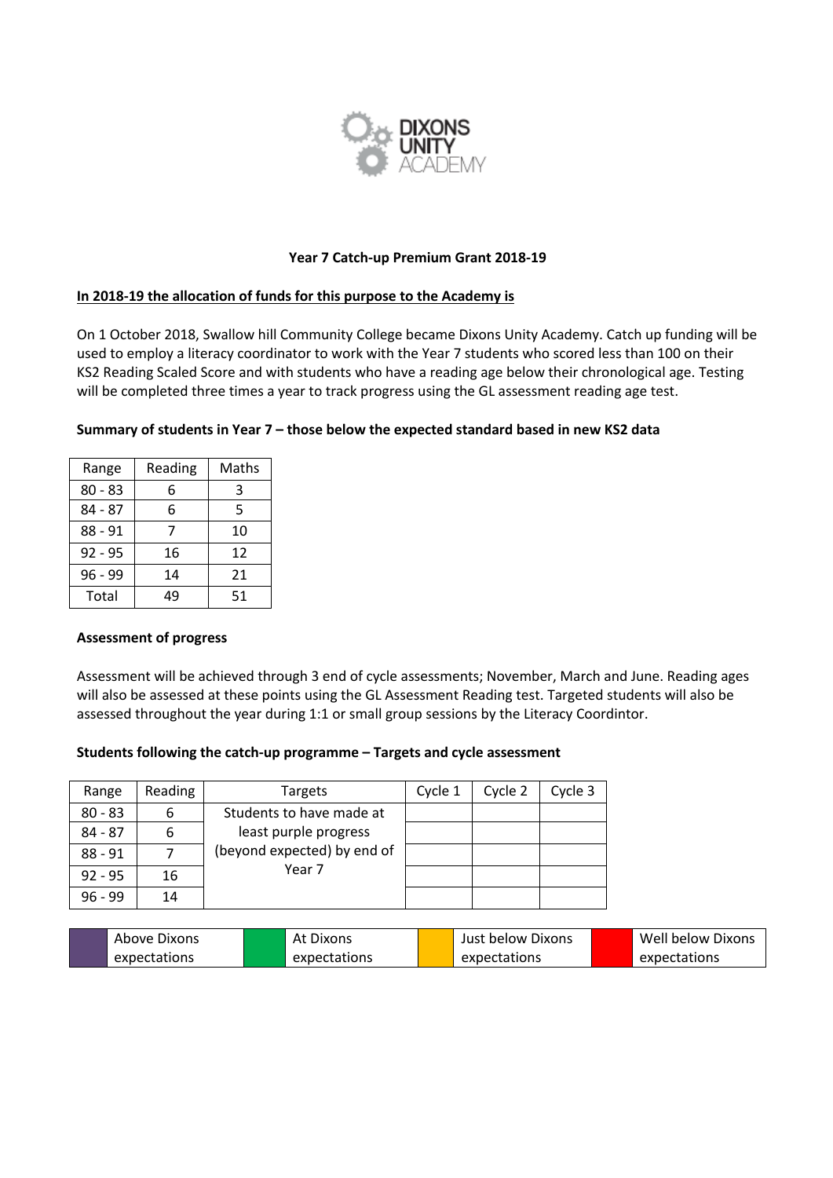**Year 7 Catch-up Premium Grant 2018-19**

**In 2018-19 the allocation of funds for this purpose to the Academy is**

On 1 October 2018, Swallow hill Community College became Dixons Unity Academy. Catch up funding will be used to employ a literacy coordinator to work with the Year 7 students who scored less than 100 on their KS2 Reading Scaled Score and with students who have a reading age below their chronological age. Testing will be completed three times a year to track progress using the GL assessment reading age test.

**Summary of students in Year 7 – those below the expected standard based in new KS2 data**

| Range | Reading | Maths |
|---|---|---|
| 80 - 83 | 6 | 3 |
| 84 - 87 | 6 | 5 |
| 88 - 91 | 7 | 10 |
| 92 - 95 | 16 | 12 |
| 96 - 99 | 14 | 21 |
| Total | 49 | 51 |

**Assessment of progress**

Assessment will be achieved through 3 end of cycle assessments; November, March and June. Reading ages will also be assessed at these points using the GL Assessment Reading test. Targeted students will also be assessed throughout the year during 1:1 or small group sessions by the Literacy Coordintor.

**Students following the catch-up programme – Targets and cycle assessment**

| Range | Reading | Targets | Cycle 1 | Cycle 2 | Cycle 3 |
|---|---|---|---|---|---|
| 80 - 83 | 6 | Students to have made at least purple progress (beyond expected) by end of Year 7 | | | |
| 84 - 87 | 6 | | | | |
| 88 - 91 | 7 | | | | |
| 92 - 95 | 16 | | | | |
| 96 - 99 | 14 | | | | |

| | | | | | | | |
|---|---|---|---|---|---|---|---|
| | Above Dixons expectations | | At Dixons expectations | | Just below Dixons expectations | | Well below Dixons expectations |